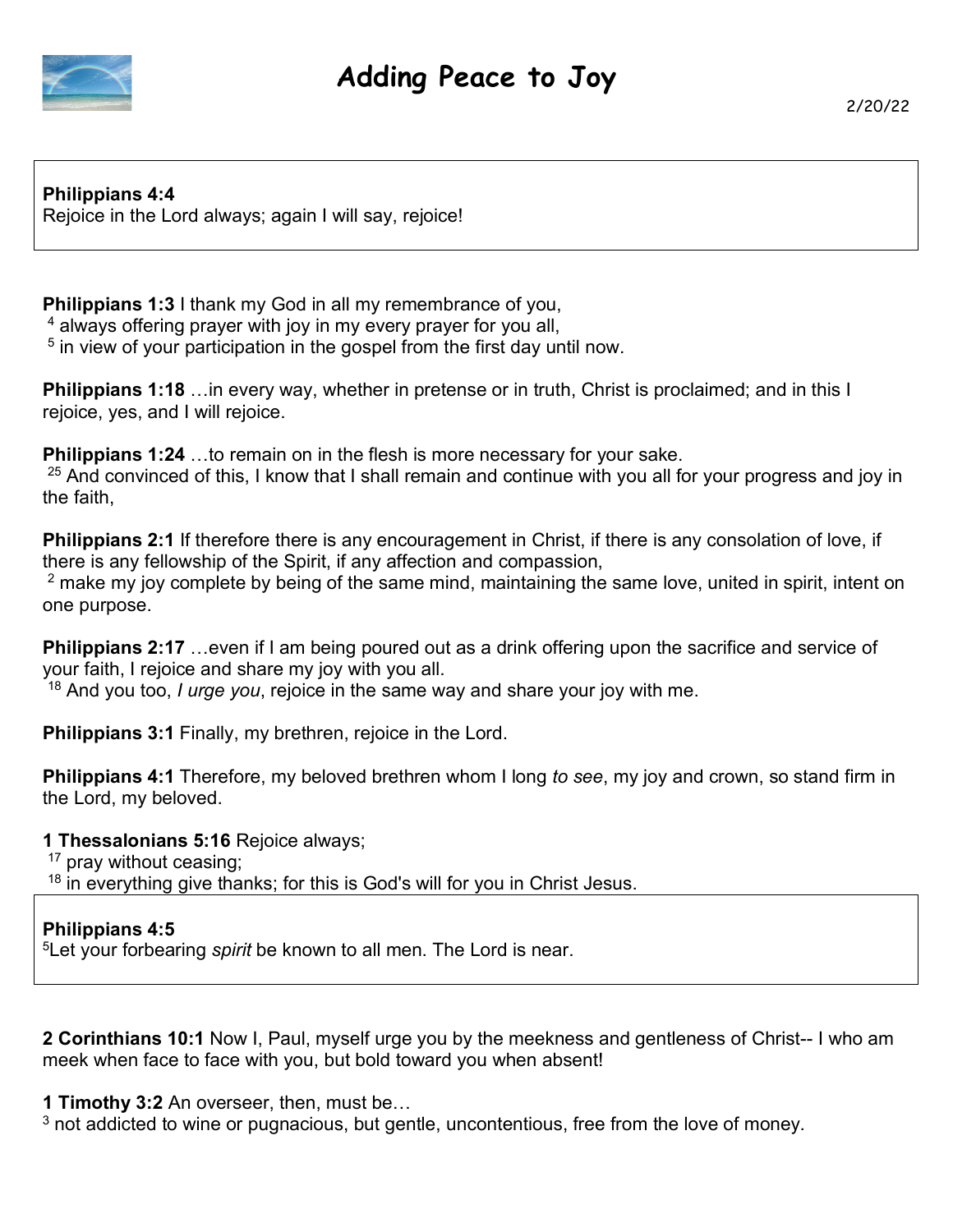# Adding Peace to Joy

2/20/22

**Philippians 4:4**
Rejoice in the Lord always; again I will say, rejoice!

**Philippians 1:3** I thank my God in all my remembrance of you,
[4] always offering prayer with joy in my every prayer for you all,
[5] in view of your participation in the gospel from the first day until now.

**Philippians 1:18** …in every way, whether in pretense or in truth, Christ is proclaimed; and in this I rejoice, yes, and I will rejoice.

**Philippians 1:24** …to remain on in the flesh is more necessary for your sake.
[25] And convinced of this, I know that I shall remain and continue with you all for your progress and joy in the faith,

**Philippians 2:1** If therefore there is any encouragement in Christ, if there is any consolation of love, if there is any fellowship of the Spirit, if any affection and compassion,
[2] make my joy complete by being of the same mind, maintaining the same love, united in spirit, intent on one purpose.

**Philippians 2:17** …even if I am being poured out as a drink offering upon the sacrifice and service of your faith, I rejoice and share my joy with you all.
[18] And you too, *I urge you*, rejoice in the same way and share your joy with me.

**Philippians 3:1** Finally, my brethren, rejoice in the Lord.

**Philippians 4:1** Therefore, my beloved brethren whom I long *to see*, my joy and crown, so stand firm in the Lord, my beloved.

**1 Thessalonians 5:16** Rejoice always;
[17] pray without ceasing;
[18] in everything give thanks; for this is God's will for you in Christ Jesus.

**Philippians 4:5**
[5]Let your forbearing *spirit* be known to all men. The Lord is near.

**2 Corinthians 10:1** Now I, Paul, myself urge you by the meekness and gentleness of Christ-- I who am meek when face to face with you, but bold toward you when absent!

**1 Timothy 3:2** An overseer, then, must be…
[3] not addicted to wine or pugnacious, but gentle, uncontentious, free from the love of money.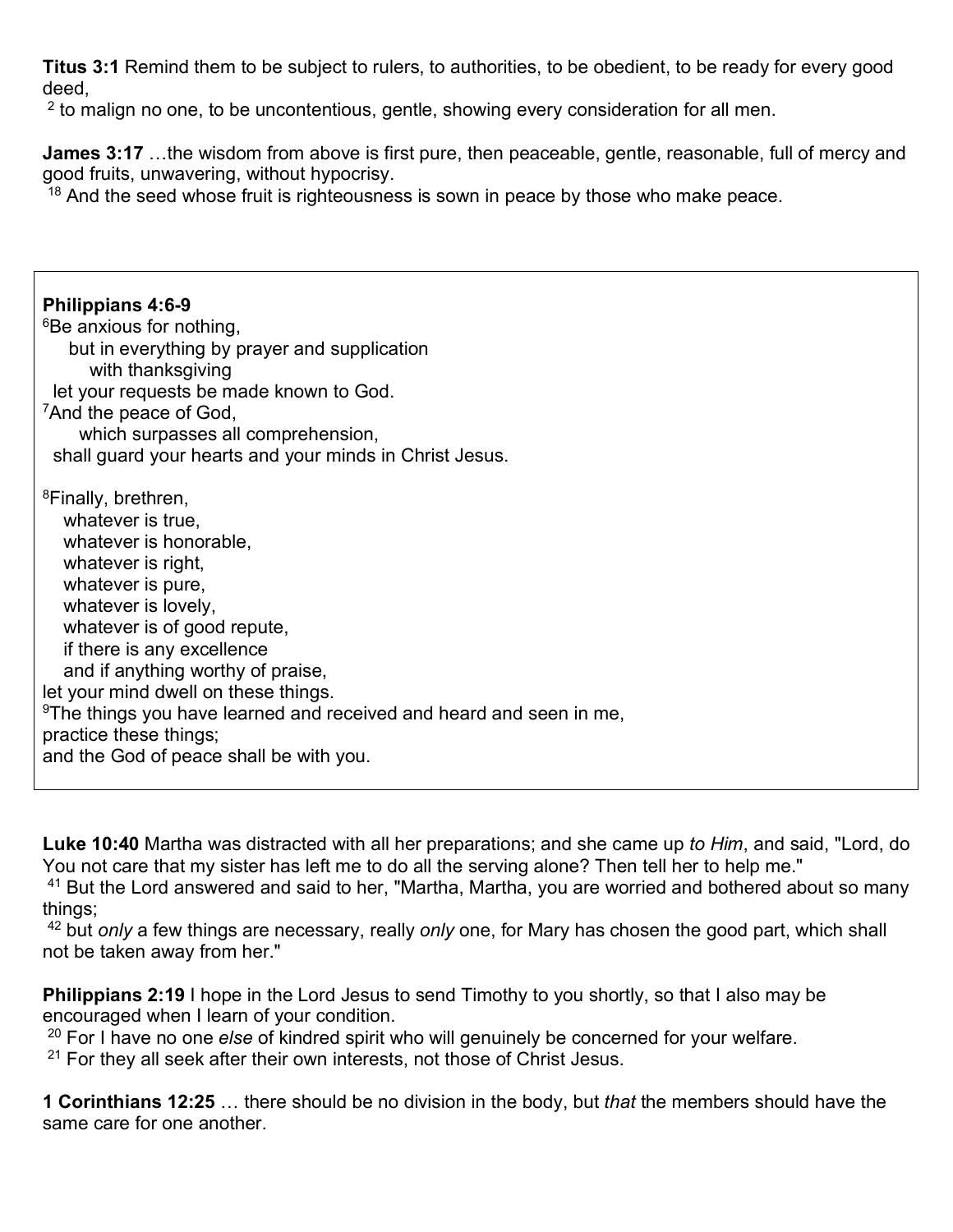**Titus 3:1** Remind them to be subject to rulers, to authorities, to be obedient, to be ready for every good deed,

[2] to malign no one, to be uncontentious, gentle, showing every consideration for all men.

**James 3:17** …the wisdom from above is first pure, then peaceable, gentle, reasonable, full of mercy and good fruits, unwavering, without hypocrisy.

[18] And the seed whose fruit is righteousness is sown in peace by those who make peace.

**Philippians 4:6-9**

[6]Be anxious for nothing,
but in everything by prayer and supplication
with thanksgiving
let your requests be made known to God.
[7]And the peace of God,
which surpasses all comprehension,
shall guard your hearts and your minds in Christ Jesus.

[8]Finally, brethren,
whatever is true,
whatever is honorable,
whatever is right,
whatever is pure,
whatever is lovely,
whatever is of good repute,
if there is any excellence
and if anything worthy of praise,
let your mind dwell on these things.
[9]The things you have learned and received and heard and seen in me,
practice these things;
and the God of peace shall be with you.

**Luke 10:40** Martha was distracted with all her preparations; and she came up *to Him*, and said, "Lord, do You not care that my sister has left me to do all the serving alone? Then tell her to help me."

[41] But the Lord answered and said to her, "Martha, Martha, you are worried and bothered about so many things;

[42] but *only* a few things are necessary, really *only* one, for Mary has chosen the good part, which shall not be taken away from her."

**Philippians 2:19** I hope in the Lord Jesus to send Timothy to you shortly, so that I also may be encouraged when I learn of your condition.

[20] For I have no one *else* of kindred spirit who will genuinely be concerned for your welfare.

[21] For they all seek after their own interests, not those of Christ Jesus.

**1 Corinthians 12:25** … there should be no division in the body, but *that* the members should have the same care for one another.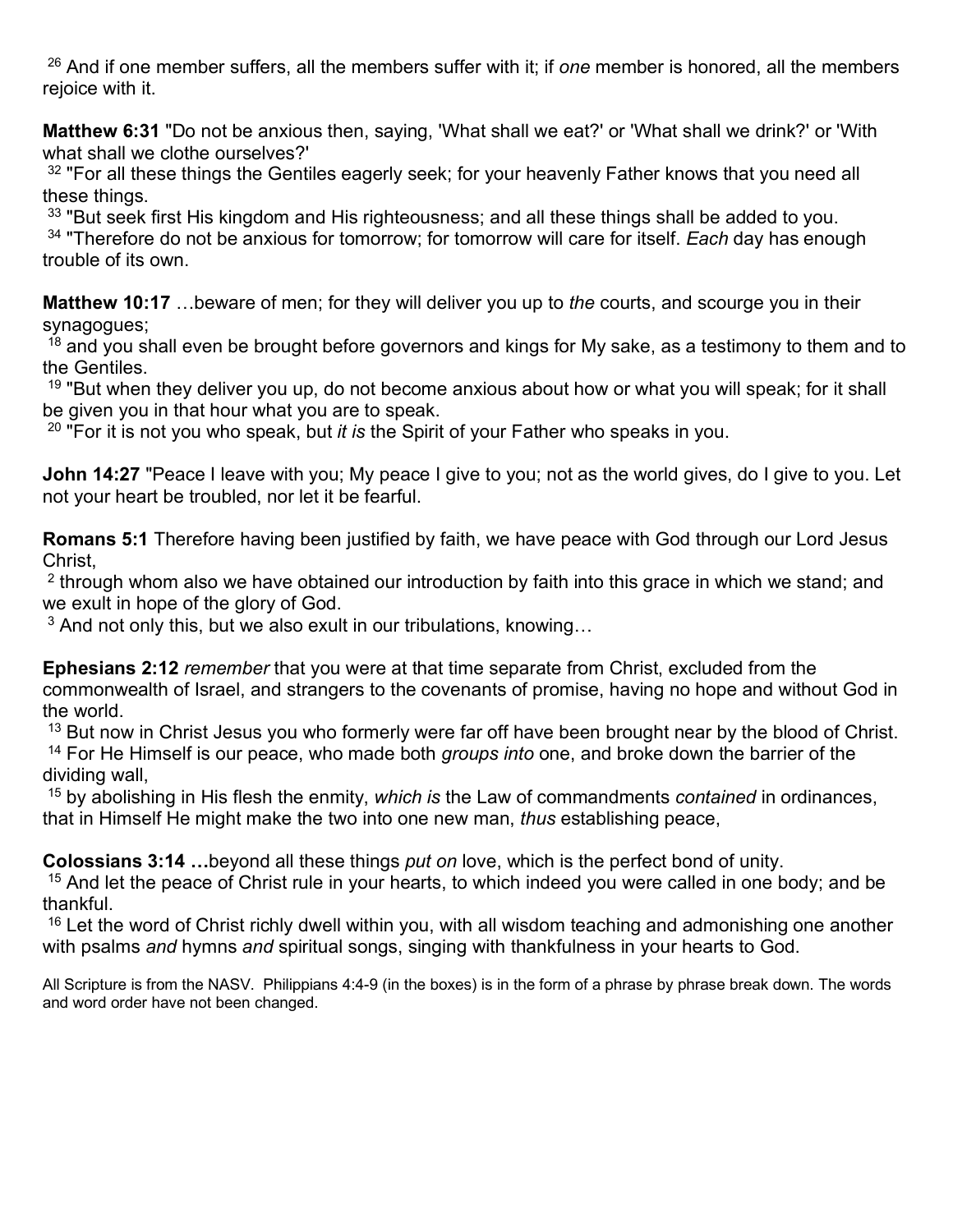[26] And if one member suffers, all the members suffer with it; if *one* member is honored, all the members rejoice with it.

**Matthew 6:31** "Do not be anxious then, saying, 'What shall we eat?' or 'What shall we drink?' or 'With what shall we clothe ourselves?'
[32] "For all these things the Gentiles eagerly seek; for your heavenly Father knows that you need all these things.
[33] "But seek first His kingdom and His righteousness; and all these things shall be added to you.
[34] "Therefore do not be anxious for tomorrow; for tomorrow will care for itself. *Each* day has enough trouble of its own.

**Matthew 10:17** …beware of men; for they will deliver you up to *the* courts, and scourge you in their synagogues;
[18] and you shall even be brought before governors and kings for My sake, as a testimony to them and to the Gentiles.
[19] "But when they deliver you up, do not become anxious about how or what you will speak; for it shall be given you in that hour what you are to speak.
[20] "For it is not you who speak, but *it is* the Spirit of your Father who speaks in you.

**John 14:27** "Peace I leave with you; My peace I give to you; not as the world gives, do I give to you. Let not your heart be troubled, nor let it be fearful.

**Romans 5:1** Therefore having been justified by faith, we have peace with God through our Lord Jesus Christ,
[2] through whom also we have obtained our introduction by faith into this grace in which we stand; and we exult in hope of the glory of God.
[3] And not only this, but we also exult in our tribulations, knowing…

**Ephesians 2:12** *remember* that you were at that time separate from Christ, excluded from the commonwealth of Israel, and strangers to the covenants of promise, having no hope and without God in the world.
[13] But now in Christ Jesus you who formerly were far off have been brought near by the blood of Christ.
[14] For He Himself is our peace, who made both *groups into* one, and broke down the barrier of the dividing wall,
[15] by abolishing in His flesh the enmity, *which is* the Law of commandments *contained* in ordinances, that in Himself He might make the two into one new man, *thus* establishing peace,

**Colossians 3:14 …**beyond all these things *put on* love, which is the perfect bond of unity.
[15] And let the peace of Christ rule in your hearts, to which indeed you were called in one body; and be thankful.
[16] Let the word of Christ richly dwell within you, with all wisdom teaching and admonishing one another with psalms *and* hymns *and* spiritual songs, singing with thankfulness in your hearts to God.

All Scripture is from the NASV. Philippians 4:4-9 (in the boxes) is in the form of a phrase by phrase break down. The words and word order have not been changed.